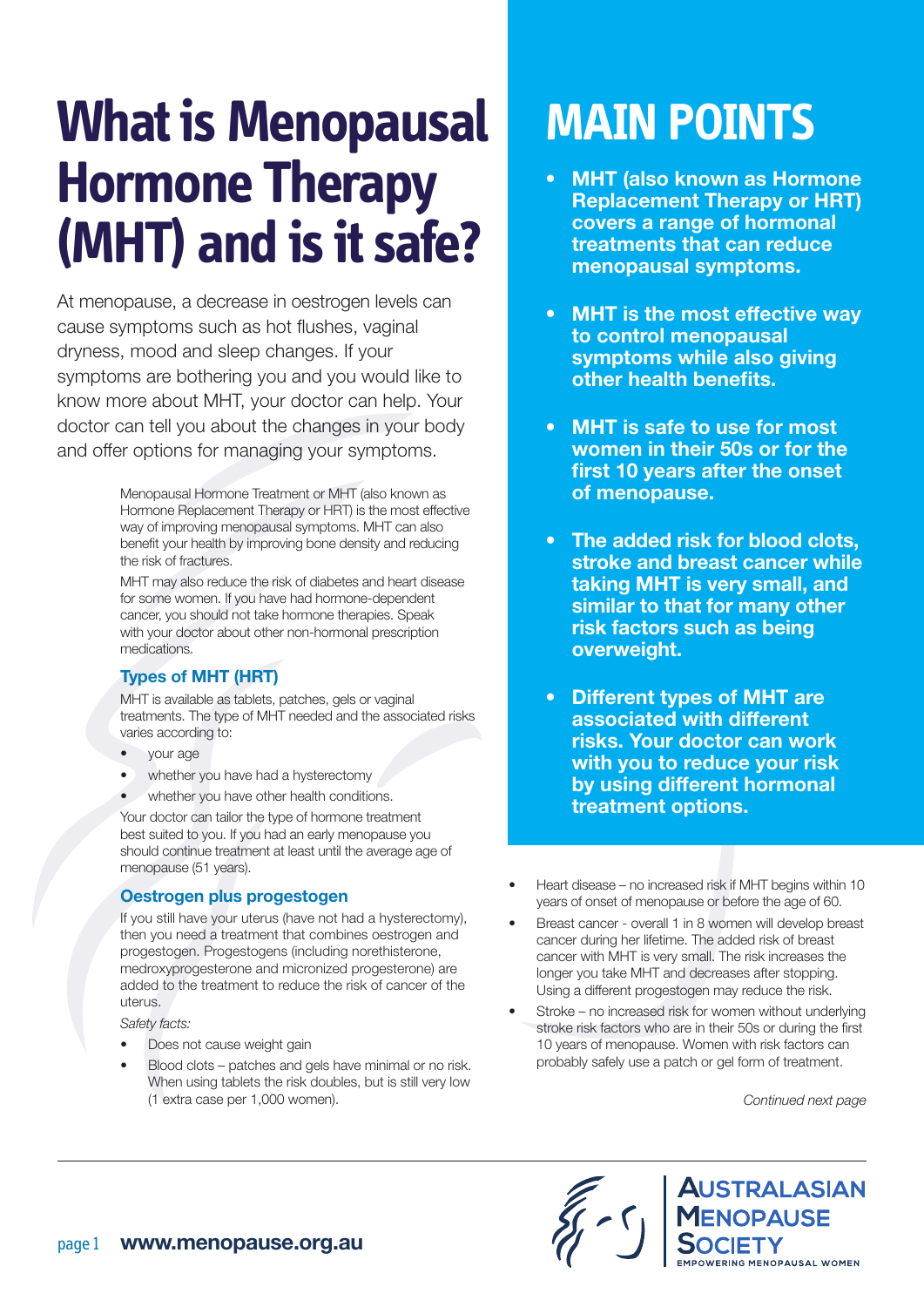# What is Menopausal Hormone Therapy (MHT) and is it safe?

At menopause, a decrease in oestrogen levels can cause symptoms such as hot flushes, vaginal dryness, mood and sleep changes. If your symptoms are bothering you and you would like to know more about MHT, your doctor can help. Your doctor can tell you about the changes in your body and offer options for managing your symptoms.

Menopausal Hormone Treatment or MHT (also known as Hormone Replacement Therapy or HRT) is the most effective way of improving menopausal symptoms. MHT can also benefit your health by improving bone density and reducing the risk of fractures.

MHT may also reduce the risk of diabetes and heart disease for some women. If you have had hormone-dependent cancer, you should not take hormone therapies. Speak with your doctor about other non-hormonal prescription medications.

### Types of MHT (HRT)

MHT is available as tablets, patches, gels or vaginal treatments. The type of MHT needed and the associated risks varies according to:

- your age
- whether you have had a hysterectomy
- whether you have other health conditions.

Your doctor can tailor the type of hormone treatment best suited to you. If you had an early menopause you should continue treatment at least until the average age of menopause (51 years).

### Oestrogen plus progestogen

If you still have your uterus (have not had a hysterectomy), then you need a treatment that combines oestrogen and progestogen. Progestogens (including norethisterone, medroxyprogesterone and micronized progesterone) are added to the treatment to reduce the risk of cancer of the uterus.

*Safety facts:*

- Does not cause weight gain
- Blood clots – patches and gels have minimal or no risk. When using tablets the risk doubles, but is still very low (1 extra case per 1,000 women).
- Heart disease – no increased risk if MHT begins within 10 years of onset of menopause or before the age of 60.
- Breast cancer - overall 1 in 8 women will develop breast cancer during her lifetime. The added risk of breast cancer with MHT is very small. The risk increases the longer you take MHT and decreases after stopping. Using a different progestogen may reduce the risk.
- Stroke – no increased risk for women without underlying stroke risk factors who are in their 50s or during the first 10 years of menopause. Women with risk factors can probably safely use a patch or gel form of treatment.

*Continued next page*

## MAIN POINTS

- **MHT (also known as Hormone Replacement Therapy or HRT) covers a range of hormonal treatments that can reduce menopausal symptoms.**
- **MHT is the most effective way to control menopausal symptoms while also giving other health benefits.**
- **MHT is safe to use for most women in their 50s or for the first 10 years after the onset of menopause.**
- **The added risk for blood clots, stroke and breast cancer while taking MHT is very small, and similar to that for many other risk factors such as being overweight.**
- **Different types of MHT are associated with different risks. Your doctor can work with you to reduce your risk by using different hormonal treatment options.**

**www.menopause.org.au**

AUSTRALASIAN MENOPAUSE SOCIETY
EMPOWERING MENOPAUSAL WOMEN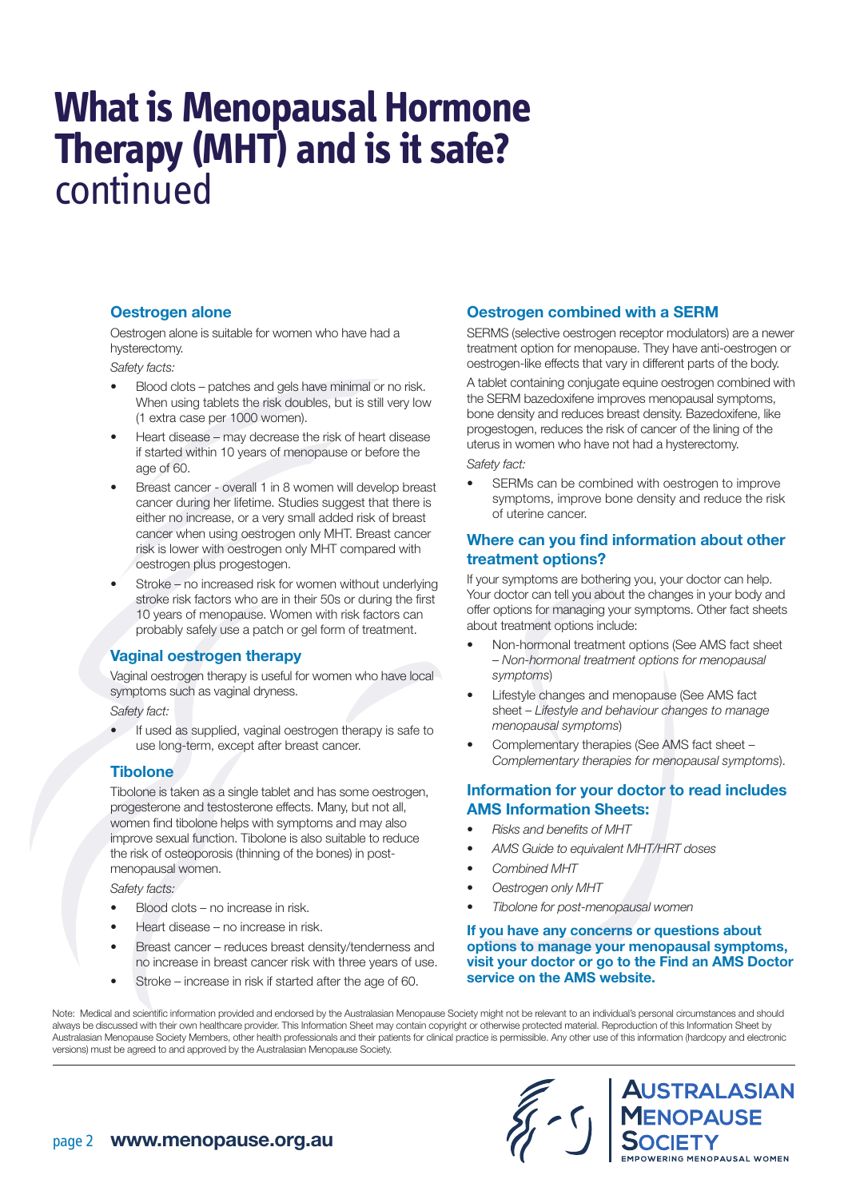# What is Menopausal Hormone Therapy (MHT) and is it safe? continued

## Oestrogen alone

Oestrogen alone is suitable for women who have had a hysterectomy.

*Safety facts:*

- Blood clots – patches and gels have minimal or no risk. When using tablets the risk doubles, but is still very low (1 extra case per 1000 women).
- Heart disease – may decrease the risk of heart disease if started within 10 years of menopause or before the age of 60.
- Breast cancer - overall 1 in 8 women will develop breast cancer during her lifetime. Studies suggest that there is either no increase, or a very small added risk of breast cancer when using oestrogen only MHT. Breast cancer risk is lower with oestrogen only MHT compared with oestrogen plus progestogen.
- Stroke – no increased risk for women without underlying stroke risk factors who are in their 50s or during the first 10 years of menopause. Women with risk factors can probably safely use a patch or gel form of treatment.

## Vaginal oestrogen therapy

Vaginal oestrogen therapy is useful for women who have local symptoms such as vaginal dryness.

*Safety fact:*

- If used as supplied, vaginal oestrogen therapy is safe to use long-term, except after breast cancer.

## Tibolone

Tibolone is taken as a single tablet and has some oestrogen, progesterone and testosterone effects. Many, but not all, women find tibolone helps with symptoms and may also improve sexual function. Tibolone is also suitable to reduce the risk of osteoporosis (thinning of the bones) in post-menopausal women.

*Safety facts:*

- Blood clots – no increase in risk.
- Heart disease – no increase in risk.
- Breast cancer – reduces breast density/tenderness and no increase in breast cancer risk with three years of use.
- Stroke – increase in risk if started after the age of 60.

## Oestrogen combined with a SERM

SERMS (selective oestrogen receptor modulators) are a newer treatment option for menopause. They have anti-oestrogen or oestrogen-like effects that vary in different parts of the body.

A tablet containing conjugate equine oestrogen combined with the SERM bazedoxifene improves menopausal symptoms, bone density and reduces breast density. Bazedoxifene, like progestogen, reduces the risk of cancer of the lining of the uterus in women who have not had a hysterectomy.

*Safety fact:*

- SERMs can be combined with oestrogen to improve symptoms, improve bone density and reduce the risk of uterine cancer.

## Where can you find information about other treatment options?

If your symptoms are bothering you, your doctor can help. Your doctor can tell you about the changes in your body and offer options for managing your symptoms. Other fact sheets about treatment options include:

- Non-hormonal treatment options (See AMS fact sheet – *Non-hormonal treatment options for menopausal symptoms*)
- Lifestyle changes and menopause (See AMS fact sheet – *Lifestyle and behaviour changes to manage menopausal symptoms*)
- Complementary therapies (See AMS fact sheet – *Complementary therapies for menopausal symptoms*).

## Information for your doctor to read includes AMS Information Sheets:

- *Risks and benefits of MHT*
- *AMS Guide to equivalent MHT/HRT doses*
- *Combined MHT*
- *Oestrogen only MHT*
- *Tibolone for post-menopausal women*

**If you have any concerns or questions about options to manage your menopausal symptoms, visit your doctor or go to the Find an AMS Doctor service on the AMS website.**

Note: Medical and scientific information provided and endorsed by the Australasian Menopause Society might not be relevant to an individual's personal circumstances and should always be discussed with their own healthcare provider. This Information Sheet may contain copyright or otherwise protected material. Reproduction of this Information Sheet by Australasian Menopause Society Members, other health professionals and their patients for clinical practice is permissible. Any other use of this information (hardcopy and electronic versions) must be agreed to and approved by the Australasian Menopause Society.

**www.menopause.org.au**

AUSTRALASIAN MENOPAUSE SOCIETY
EMPOWERING MENOPAUSAL WOMEN